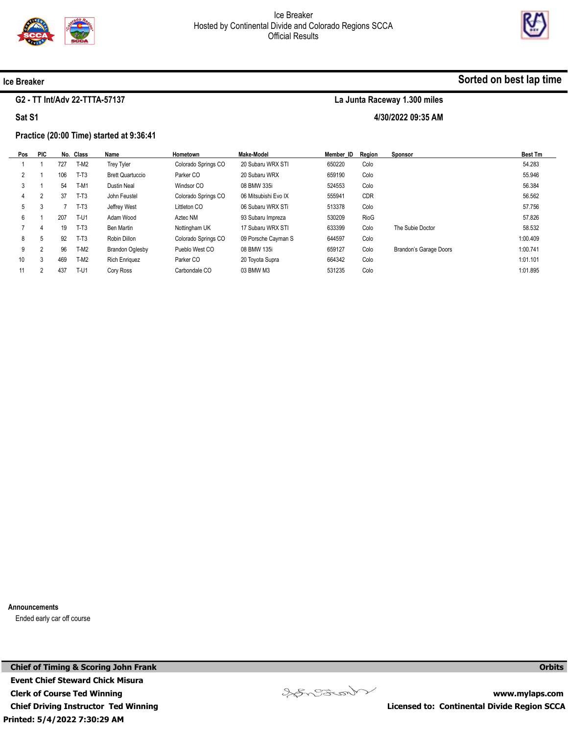Ice Breaker
Hosted by Continental Divide and Colorado Regions SCCA
Official Results

## Ice Breaker

**Sorted on best lap time**

**G2 - TT Int/Adv 22-TTTA-57137**

**La Junta Raceway 1.300 miles**

**Sat S1**

**4/30/2022 09:35 AM**

**Practice (20:00 Time) started at 9:36:41**

| Pos | PIC | No. | Class | Name | Hometown | Make-Model | Member_ID | Region | Sponsor | Best Tm |
|---|---|---|---|---|---|---|---|---|---|---|
| 1 | 1 | 727 | T-M2 | Trey Tyler | Colorado Springs CO | 20 Subaru WRX STI | 650220 | Colo | | 54.283 |
| 2 | 1 | 106 | T-T3 | Brett Quartuccio | Parker CO | 20 Subaru WRX | 659190 | Colo | | 55.946 |
| 3 | 1 | 54 | T-M1 | Dustin Neal | Windsor CO | 08 BMW 335i | 524553 | Colo | | 56.384 |
| 4 | 2 | 37 | T-T3 | John Feustel | Colorado Springs CO | 06 Mitsubishi Evo IX | 555941 | CDR | | 56.562 |
| 5 | 3 | 7 | T-T3 | Jeffrey West | Littleton CO | 06 Subaru WRX STi | 513378 | Colo | | 57.756 |
| 6 | 1 | 207 | T-U1 | Adam Wood | Aztec NM | 93 Subaru Impreza | 530209 | RioG | | 57.826 |
| 7 | 4 | 19 | T-T3 | Ben Martin | Nottingham UK | 17 Subaru WRX STI | 633399 | Colo | The Subie Doctor | 58.532 |
| 8 | 5 | 92 | T-T3 | Robin Dillon | Colorado Springs CO | 09 Porsche Cayman S | 644597 | Colo | | 1:00.409 |
| 9 | 2 | 96 | T-M2 | Brandon Oglesby | Pueblo West CO | 08 BMW 135i | 659127 | Colo | Brandon's Garage Doors | 1:00.741 |
| 10 | 3 | 469 | T-M2 | Rich Enriquez | Parker CO | 20 Toyota Supra | 664342 | Colo | | 1:01.101 |
| 11 | 2 | 437 | T-U1 | Cory Ross | Carbondale CO | 03 BMW M3 | 531235 | Colo | | 1:01.895 |

**Announcements**

Ended early car off course

**Chief of Timing & Scoring John Frank**
**Event Chief Steward Chick Misura**
**Clerk of Course Ted Winning**
**Chief Driving Instructor Ted Winning**
**Printed: 5/4/2022 7:30:29 AM**

**Orbits**
**www.mylaps.com**
**Licensed to: Continental Divide Region SCCA**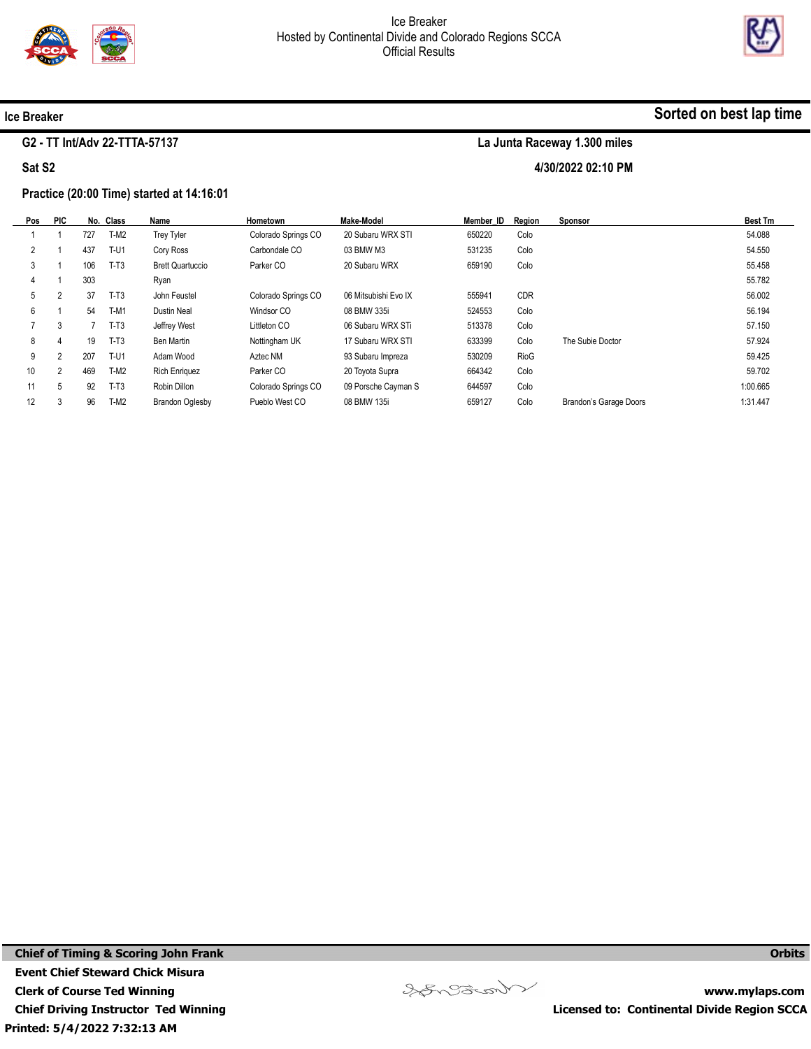Ice Breaker
Hosted by Continental Divide and Colorado Regions SCCA
Official Results

**Ice Breaker** **Sorted on best lap time**

**G2 - TT Int/Adv 22-TTTA-57137** **La Junta Raceway 1.300 miles**

**Sat S2** **4/30/2022 02:10 PM**

**Practice (20:00 Time) started at 14:16:01**

| Pos | PIC | No. | Class | Name | Hometown | Make-Model | Member_ID | Region | Sponsor | Best Tm |
|---|---|---|---|---|---|---|---|---|---|---|
| 1 | 1 | 727 | T-M2 | Trey Tyler | Colorado Springs CO | 20 Subaru WRX STI | 650220 | Colo | | 54.088 |
| 2 | 1 | 437 | T-U1 | Cory Ross | Carbondale CO | 03 BMW M3 | 531235 | Colo | | 54.550 |
| 3 | 1 | 106 | T-T3 | Brett Quartuccio | Parker CO | 20 Subaru WRX | 659190 | Colo | | 55.458 |
| 4 | 1 | 303 | | Ryan | | | | | | 55.782 |
| 5 | 2 | 37 | T-T3 | John Feustel | Colorado Springs CO | 06 Mitsubishi Evo IX | 555941 | CDR | | 56.002 |
| 6 | 1 | 54 | T-M1 | Dustin Neal | Windsor CO | 08 BMW 335i | 524553 | Colo | | 56.194 |
| 7 | 3 | 7 | T-T3 | Jeffrey West | Littleton CO | 06 Subaru WRX STi | 513378 | Colo | | 57.150 |
| 8 | 4 | 19 | T-T3 | Ben Martin | Nottingham UK | 17 Subaru WRX STI | 633399 | Colo | The Subie Doctor | 57.924 |
| 9 | 2 | 207 | T-U1 | Adam Wood | Aztec NM | 93 Subaru Impreza | 530209 | RioG | | 59.425 |
| 10 | 2 | 469 | T-M2 | Rich Enriquez | Parker CO | 20 Toyota Supra | 664342 | Colo | | 59.702 |
| 11 | 5 | 92 | T-T3 | Robin Dillon | Colorado Springs CO | 09 Porsche Cayman S | 644597 | Colo | | 1:00.665 |
| 12 | 3 | 96 | T-M2 | Brandon Oglesby | Pueblo West CO | 08 BMW 135i | 659127 | Colo | Brandon's Garage Doors | 1:31.447 |

**Chief of Timing & Scoring John Frank** **Orbits**
**Event Chief Steward Chick Misura**
**Clerk of Course Ted Winning** **www.mylaps.com**
**Chief Driving Instructor Ted Winning** **Licensed to: Continental Divide Region SCCA**
**Printed: 5/4/2022 7:32:13 AM**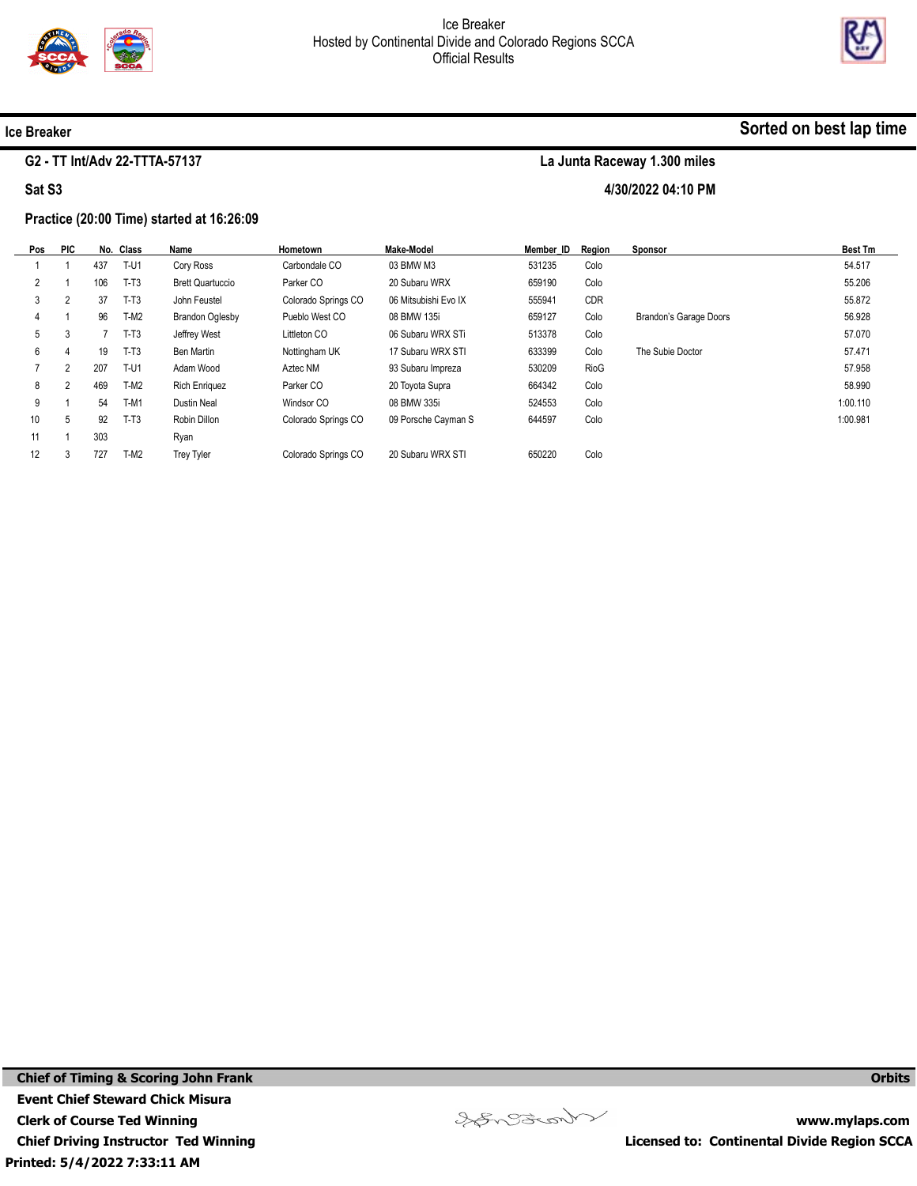Ice Breaker
Hosted by Continental Divide and Colorado Regions SCCA
Official Results

**Ice Breaker** — **Sorted on best lap time**

**G2 - TT Int/Adv 22-TTTA-57137** — **La Junta Raceway 1.300 miles**

**Sat S3** — **4/30/2022 04:10 PM**

**Practice (20:00 Time) started at 16:26:09**

| Pos | PIC | No. | Class | Name | Hometown | Make-Model | Member_ID | Region | Sponsor | Best Tm |
|---|---|---|---|---|---|---|---|---|---|---|
| 1 | 1 | 437 | T-U1 | Cory Ross | Carbondale CO | 03 BMW M3 | 531235 | Colo | | 54.517 |
| 2 | 1 | 106 | T-T3 | Brett Quartuccio | Parker CO | 20 Subaru WRX | 659190 | Colo | | 55.206 |
| 3 | 2 | 37 | T-T3 | John Feustel | Colorado Springs CO | 06 Mitsubishi Evo IX | 555941 | CDR | | 55.872 |
| 4 | 1 | 96 | T-M2 | Brandon Oglesby | Pueblo West CO | 08 BMW 135i | 659127 | Colo | Brandon's Garage Doors | 56.928 |
| 5 | 3 | 7 | T-T3 | Jeffrey West | Littleton CO | 06 Subaru WRX STi | 513378 | Colo | | 57.070 |
| 6 | 4 | 19 | T-T3 | Ben Martin | Nottingham UK | 17 Subaru WRX STI | 633399 | Colo | The Subie Doctor | 57.471 |
| 7 | 2 | 207 | T-U1 | Adam Wood | Aztec NM | 93 Subaru Impreza | 530209 | RioG | | 57.958 |
| 8 | 2 | 469 | T-M2 | Rich Enriquez | Parker CO | 20 Toyota Supra | 664342 | Colo | | 58.990 |
| 9 | 1 | 54 | T-M1 | Dustin Neal | Windsor CO | 08 BMW 335i | 524553 | Colo | | 1:00.110 |
| 10 | 5 | 92 | T-T3 | Robin Dillon | Colorado Springs CO | 09 Porsche Cayman S | 644597 | Colo | | 1:00.981 |
| 11 | 1 | 303 | | Ryan | | | | | | |
| 12 | 3 | 727 | T-M2 | Trey Tyler | Colorado Springs CO | 20 Subaru WRX STI | 650220 | Colo | | |

**Chief of Timing & Scoring John Frank** — **Orbits**
**Event Chief Steward Chick Misura**
**Clerk of Course Ted Winning** — **www.mylaps.com**
**Chief Driving Instructor Ted Winning** — **Licensed to: Continental Divide Region SCCA**
**Printed: 5/4/2022 7:33:11 AM**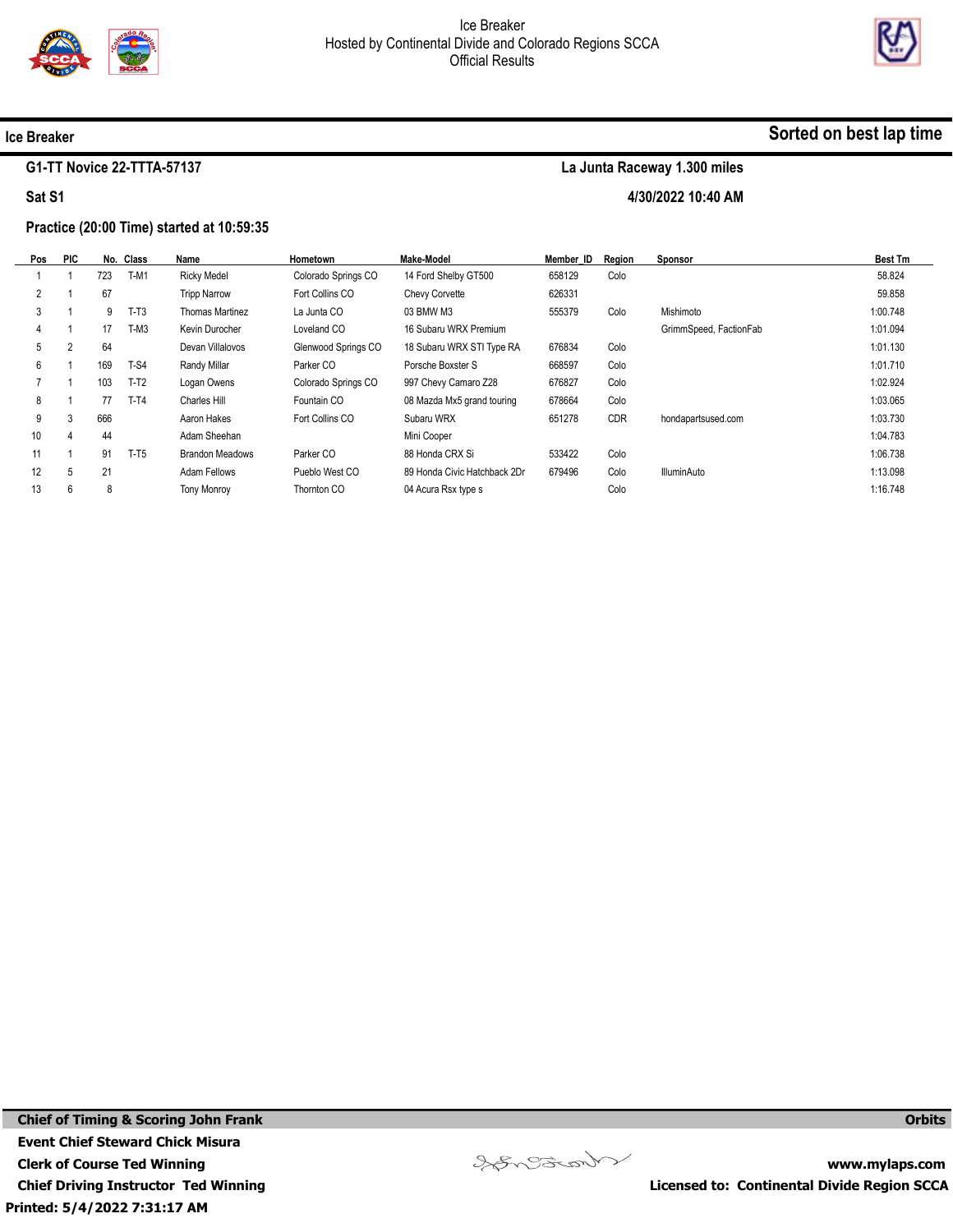Ice Breaker
Hosted by Continental Divide and Colorado Regions SCCA
Official Results

**Ice Breaker** — **Sorted on best lap time**

**G1-TT Novice 22-TTTA-57137** — **La Junta Raceway 1.300 miles**

**Sat S1** — **4/30/2022 10:40 AM**

**Practice (20:00 Time) started at 10:59:35**

| Pos | PIC | No. | Class | Name | Hometown | Make-Model | Member_ID | Region | Sponsor | Best Tm |
|---|---|---|---|---|---|---|---|---|---|---|
| 1 | 1 | 723 | T-M1 | Ricky Medel | Colorado Springs CO | 14 Ford Shelby GT500 | 658129 | Colo | | 58.824 |
| 2 | 1 | 67 | | Tripp Narrow | Fort Collins CO | Chevy Corvette | 626331 | | | 59.858 |
| 3 | 1 | 9 | T-T3 | Thomas Martinez | La Junta CO | 03 BMW M3 | 555379 | Colo | Mishimoto | 1:00.748 |
| 4 | 1 | 17 | T-M3 | Kevin Durocher | Loveland CO | 16 Subaru WRX Premium | | | GrimmSpeed, FactionFab | 1:01.094 |
| 5 | 2 | 64 | | Devan Villalovos | Glenwood Springs CO | 18 Subaru WRX STI Type RA | 676834 | Colo | | 1:01.130 |
| 6 | 1 | 169 | T-S4 | Randy Millar | Parker CO | Porsche Boxster S | 668597 | Colo | | 1:01.710 |
| 7 | 1 | 103 | T-T2 | Logan Owens | Colorado Springs CO | 997 Chevy Camaro Z28 | 676827 | Colo | | 1:02.924 |
| 8 | 1 | 77 | T-T4 | Charles Hill | Fountain CO | 08 Mazda Mx5 grand touring | 678664 | Colo | | 1:03.065 |
| 9 | 3 | 666 | | Aaron Hakes | Fort Collins CO | Subaru WRX | 651278 | CDR | hondapartsused.com | 1:03.730 |
| 10 | 4 | 44 | | Adam Sheehan | | Mini Cooper | | | | 1:04.783 |
| 11 | 1 | 91 | T-T5 | Brandon Meadows | Parker CO | 88 Honda CRX Si | 533422 | Colo | | 1:06.738 |
| 12 | 5 | 21 | | Adam Fellows | Pueblo West CO | 89 Honda Civic Hatchback 2Dr | 679496 | Colo | IlluminAuto | 1:13.098 |
| 13 | 6 | 8 | | Tony Monroy | Thornton CO | 04 Acura Rsx type s | | Colo | | 1:16.748 |

**Chief of Timing & Scoring John Frank**
**Event Chief Steward Chick Misura**
**Clerk of Course Ted Winning**
**Chief Driving Instructor Ted Winning**
**Printed: 5/4/2022 7:31:17 AM**

**Orbits**
**www.mylaps.com**
**Licensed to: Continental Divide Region SCCA**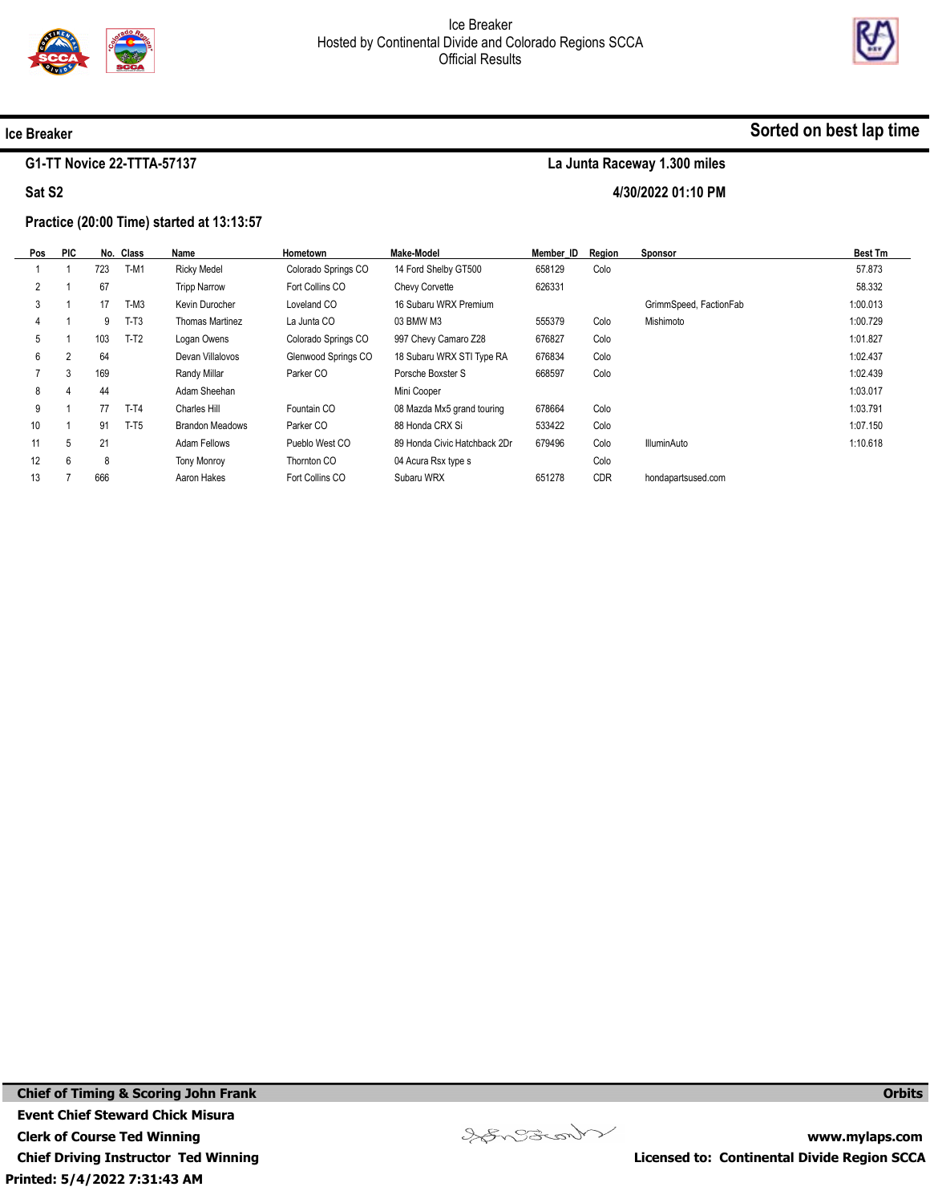Ice Breaker
Hosted by Continental Divide and Colorado Regions SCCA
Official Results

**Ice Breaker** — **Sorted on best lap time**

**G1-TT Novice 22-TTTA-57137** — **La Junta Raceway 1.300 miles**

**Sat S2** — **4/30/2022 01:10 PM**

**Practice (20:00 Time) started at 13:13:57**

| Pos | PIC | No. | Class | Name | Hometown | Make-Model | Member_ID | Region | Sponsor | Best Tm |
|---|---|---|---|---|---|---|---|---|---|---|
| 1 | 1 | 723 | T-M1 | Ricky Medel | Colorado Springs CO | 14 Ford Shelby GT500 | 658129 | Colo | | 57.873 |
| 2 | 1 | 67 | | Tripp Narrow | Fort Collins CO | Chevy Corvette | 626331 | | | 58.332 |
| 3 | 1 | 17 | T-M3 | Kevin Durocher | Loveland CO | 16 Subaru WRX Premium | | | GrimmSpeed, FactionFab | 1:00.013 |
| 4 | 1 | 9 | T-T3 | Thomas Martinez | La Junta CO | 03 BMW M3 | 555379 | Colo | Mishimoto | 1:00.729 |
| 5 | 1 | 103 | T-T2 | Logan Owens | Colorado Springs CO | 997 Chevy Camaro Z28 | 676827 | Colo | | 1:01.827 |
| 6 | 2 | 64 | | Devan Villalovos | Glenwood Springs CO | 18 Subaru WRX STI Type RA | 676834 | Colo | | 1:02.437 |
| 7 | 3 | 169 | | Randy Millar | Parker CO | Porsche Boxster S | 668597 | Colo | | 1:02.439 |
| 8 | 4 | 44 | | Adam Sheehan | | Mini Cooper | | | | 1:03.017 |
| 9 | 1 | 77 | T-T4 | Charles Hill | Fountain CO | 08 Mazda Mx5 grand touring | 678664 | Colo | | 1:03.791 |
| 10 | 1 | 91 | T-T5 | Brandon Meadows | Parker CO | 88 Honda CRX Si | 533422 | Colo | | 1:07.150 |
| 11 | 5 | 21 | | Adam Fellows | Pueblo West CO | 89 Honda Civic Hatchback 2Dr | 679496 | Colo | IlluminAuto | 1:10.618 |
| 12 | 6 | 8 | | Tony Monroy | Thornton CO | 04 Acura Rsx type s | | Colo | | |
| 13 | 7 | 666 | | Aaron Hakes | Fort Collins CO | Subaru WRX | 651278 | CDR | hondapartsused.com | |

**Chief of Timing & Scoring John Frank**
**Event Chief Steward Chick Misura**
**Clerk of Course Ted Winning**
**Chief Driving Instructor Ted Winning**
**Printed: 5/4/2022 7:31:43 AM**

**Orbits**
**www.mylaps.com**
**Licensed to: Continental Divide Region SCCA**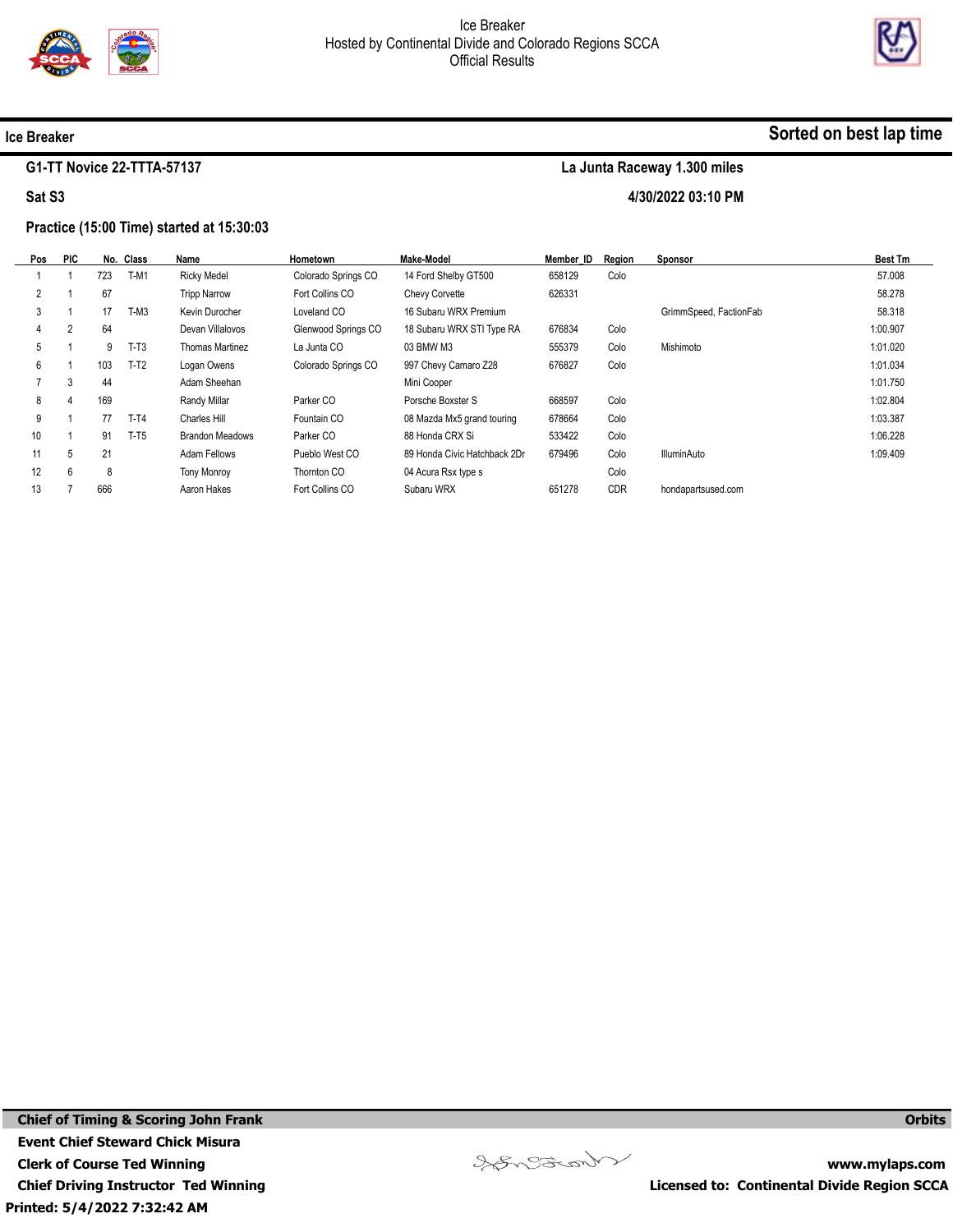Ice Breaker
Hosted by Continental Divide and Colorado Regions SCCA
Official Results

**Ice Breaker** — **Sorted on best lap time**

**G1-TT Novice 22-TTTA-57137** — **La Junta Raceway 1.300 miles**

**Sat S3** — **4/30/2022 03:10 PM**

**Practice (15:00 Time) started at 15:30:03**

| Pos | PIC | No. | Class | Name | Hometown | Make-Model | Member_ID | Region | Sponsor | Best Tm |
|---|---|---|---|---|---|---|---|---|---|---|
| 1 | 1 | 723 | T-M1 | Ricky Medel | Colorado Springs CO | 14 Ford Shelby GT500 | 658129 | Colo | | 57.008 |
| 2 | 1 | 67 | | Tripp Narrow | Fort Collins CO | Chevy Corvette | 626331 | | | 58.278 |
| 3 | 1 | 17 | T-M3 | Kevin Durocher | Loveland CO | 16 Subaru WRX Premium | | | GrimmSpeed, FactionFab | 58.318 |
| 4 | 2 | 64 | | Devan Villalovos | Glenwood Springs CO | 18 Subaru WRX STI Type RA | 676834 | Colo | | 1:00.907 |
| 5 | 1 | 9 | T-T3 | Thomas Martinez | La Junta CO | 03 BMW M3 | 555379 | Colo | Mishimoto | 1:01.020 |
| 6 | 1 | 103 | T-T2 | Logan Owens | Colorado Springs CO | 997 Chevy Camaro Z28 | 676827 | Colo | | 1:01.034 |
| 7 | 3 | 44 | | Adam Sheehan | | Mini Cooper | | | | 1:01.750 |
| 8 | 4 | 169 | | Randy Millar | Parker CO | Porsche Boxster S | 668597 | Colo | | 1:02.804 |
| 9 | 1 | 77 | T-T4 | Charles Hill | Fountain CO | 08 Mazda Mx5 grand touring | 678664 | Colo | | 1:03.387 |
| 10 | 1 | 91 | T-T5 | Brandon Meadows | Parker CO | 88 Honda CRX Si | 533422 | Colo | | 1:06.228 |
| 11 | 5 | 21 | | Adam Fellows | Pueblo West CO | 89 Honda Civic Hatchback 2Dr | 679496 | Colo | IlluminAuto | 1:09.409 |
| 12 | 6 | 8 | | Tony Monroy | Thornton CO | 04 Acura Rsx type s | | Colo | | |
| 13 | 7 | 666 | | Aaron Hakes | Fort Collins CO | Subaru WRX | 651278 | CDR | hondapartsused.com | |

**Chief of Timing & Scoring John Frank**
**Event Chief Steward Chick Misura**
**Clerk of Course Ted Winning**
**Chief Driving Instructor Ted Winning**
**Printed: 5/4/2022 7:32:42 AM**

**Orbits**
**www.mylaps.com**
**Licensed to: Continental Divide Region SCCA**